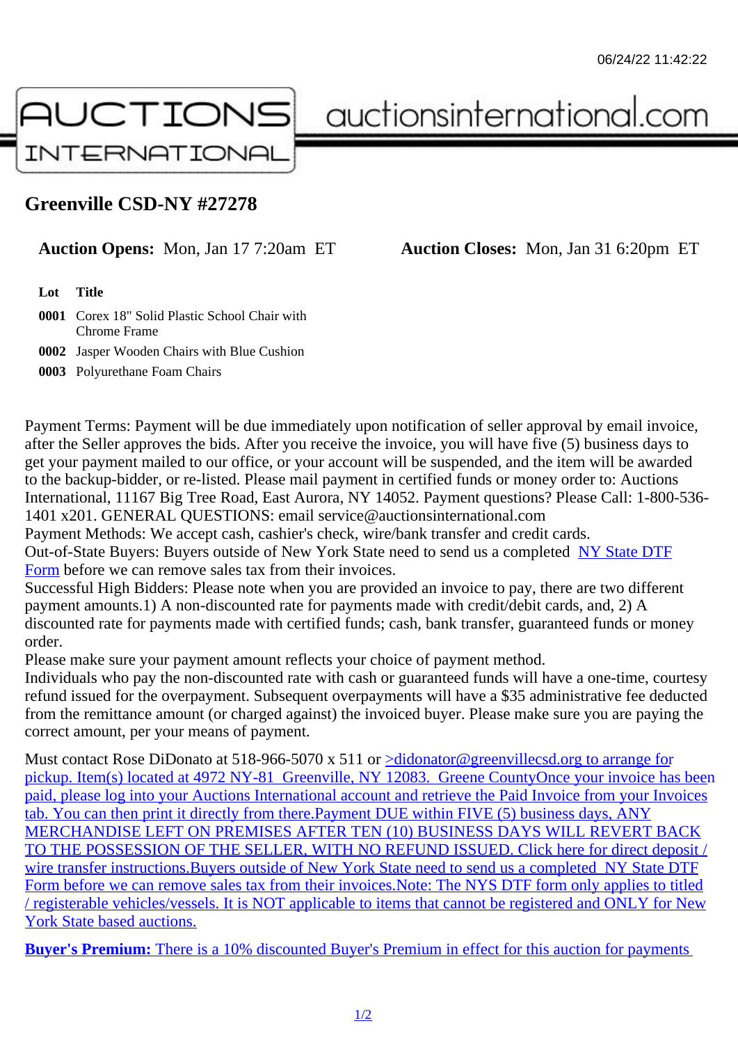# Greenville CSD-NY #27278

**Auction Opens:** Mon, Jan 17 7:20am ET **Auction Closes:** Mon, Jan 31 6:20pm ET

| Lot | Title |
|---|---|
| 0001 | Corex 18" Solid Plastic School Chair with Chrome Frame |
| 0002 | Jasper Wooden Chairs with Blue Cushion |
| 0003 | Polyurethane Foam Chairs |

Payment Terms: Payment will be due immediately upon notification of seller approval by email invoice, after the Seller approves the bids. After you receive the invoice, you will have five (5) business days to get your payment mailed to our office, or your account will be suspended, and the item will be awarded to the backup-bidder, or re-listed. Please mail payment in certified funds or money order to: Auctions International, 11167 Big Tree Road, East Aurora, NY 14052. Payment questions? Please Call: 1-800-536-1401 x201. GENERAL QUESTIONS: email service@auctionsinternational.com
Payment Methods: We accept cash, cashier's check, wire/bank transfer and credit cards.
Out-of-State Buyers: Buyers outside of New York State need to send us a completed NY State DTF Form before we can remove sales tax from their invoices.
Successful High Bidders: Please note when you are provided an invoice to pay, there are two different payment amounts.1) A non-discounted rate for payments made with credit/debit cards, and, 2) A discounted rate for payments made with certified funds; cash, bank transfer, guaranteed funds or money order.
Please make sure your payment amount reflects your choice of payment method.
Individuals who pay the non-discounted rate with cash or guaranteed funds will have a one-time, courtesy refund issued for the overpayment. Subsequent overpayments will have a $35 administrative fee deducted from the remittance amount (or charged against) the invoiced buyer. Please make sure you are paying the correct amount, per your means of payment.

Must contact Rose DiDonato at 518-966-5070 x 511 or >didonator@greenvillecsd.org to arrange for pickup. Item(s) located at 4972 NY-81 Greenville, NY 12083. Greene CountyOnce your invoice has been paid, please log into your Auctions International account and retrieve the Paid Invoice from your Invoices tab. You can then print it directly from there.Payment DUE within FIVE (5) business days, ANY MERCHANDISE LEFT ON PREMISES AFTER TEN (10) BUSINESS DAYS WILL REVERT BACK TO THE POSSESSION OF THE SELLER, WITH NO REFUND ISSUED. Click here for direct deposit / wire transfer instructions.Buyers outside of New York State need to send us a completed NY State DTF Form before we can remove sales tax from their invoices.Note: The NYS DTF form only applies to titled / registerable vehicles/vessels. It is NOT applicable to items that cannot be registered and ONLY for New York State based auctions.

**Buyer's Premium:** There is a 10% discounted Buyer's Premium in effect for this auction for payments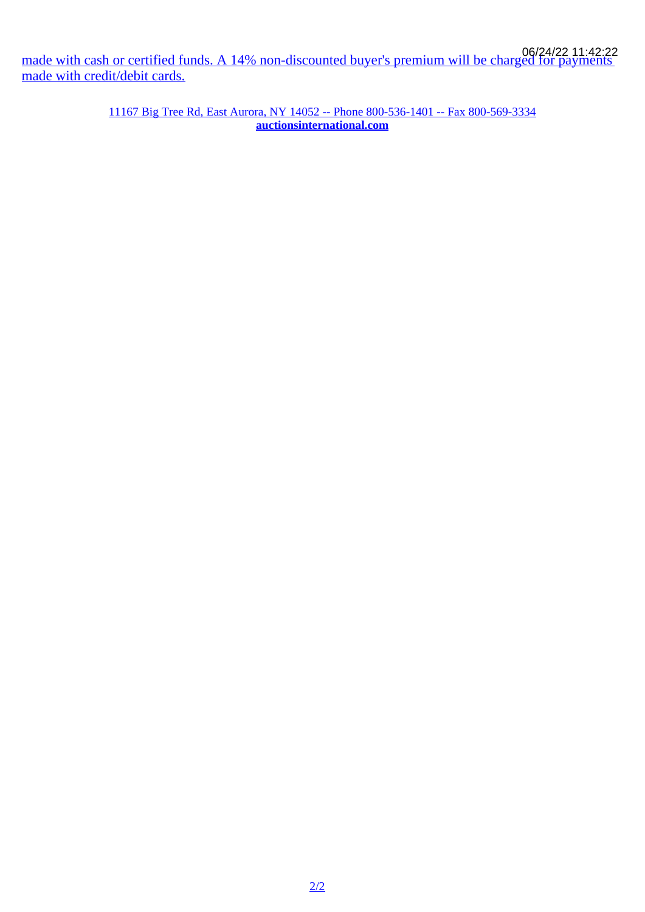made with cash or certified funds. A 14% non-discounted buyer's premium will be charged for payments made with credit/debit cards.

11167 Big Tree Rd, East Aurora, NY 14052 -- Phone 800-536-1401 -- Fax 800-569-3334
**auctionsinternational.com**